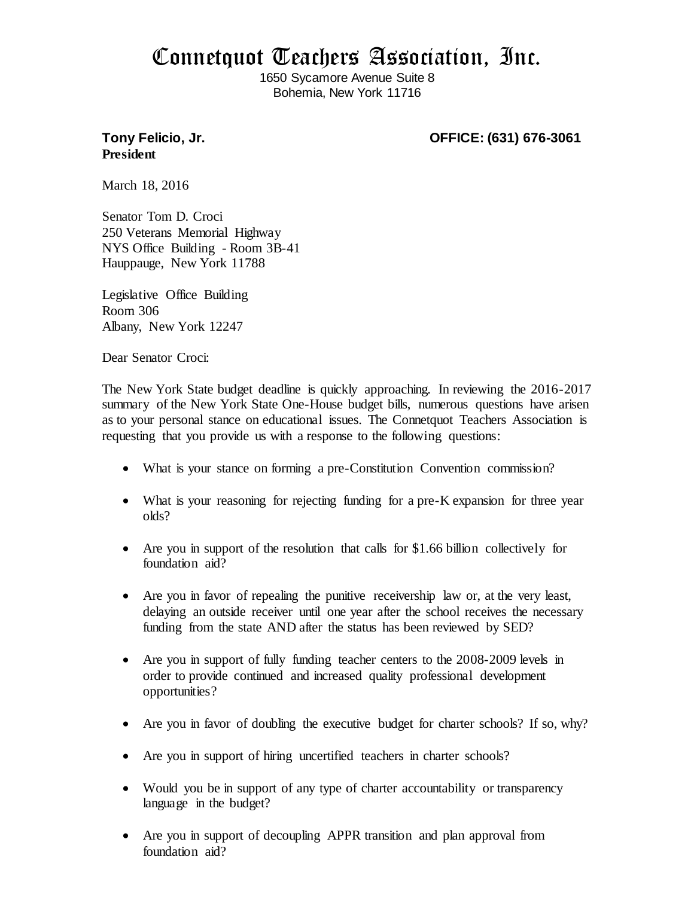# Connetquot Teachers Association, Inc.

1650 Sycamore Avenue Suite 8
Bohemia, New York 11716

**Tony Felicio, Jr.** **OFFICE: (631) 676-3061**
**President**

March 18, 2016

Senator Tom D. Croci
250 Veterans Memorial Highway
NYS Office Building - Room 3B-41
Hauppauge, New York 11788

Legislative Office Building
Room 306
Albany, New York 12247

Dear Senator Croci:

The New York State budget deadline is quickly approaching. In reviewing the 2016-2017 summary of the New York State One-House budget bills, numerous questions have arisen as to your personal stance on educational issues. The Connetquot Teachers Association is requesting that you provide us with a response to the following questions:

- What is your stance on forming a pre-Constitution Convention commission?
- What is your reasoning for rejecting funding for a pre-K expansion for three year olds?
- Are you in support of the resolution that calls for $1.66 billion collectively for foundation aid?
- Are you in favor of repealing the punitive receivership law or, at the very least, delaying an outside receiver until one year after the school receives the necessary funding from the state AND after the status has been reviewed by SED?
- Are you in support of fully funding teacher centers to the 2008-2009 levels in order to provide continued and increased quality professional development opportunities?
- Are you in favor of doubling the executive budget for charter schools? If so, why?
- Are you in support of hiring uncertified teachers in charter schools?
- Would you be in support of any type of charter accountability or transparency language in the budget?
- Are you in support of decoupling APPR transition and plan approval from foundation aid?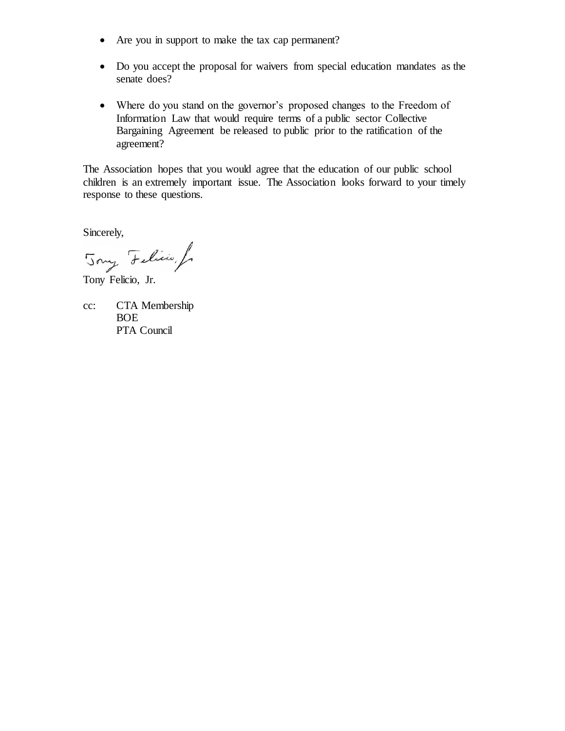- Are you in support to make the tax cap permanent?
- Do you accept the proposal for waivers from special education mandates as the senate does?
- Where do you stand on the governor's proposed changes to the Freedom of Information Law that would require terms of a public sector Collective Bargaining Agreement be released to public prior to the ratification of the agreement?

The Association hopes that you would agree that the education of our public school children is an extremely important issue. The Association looks forward to your timely response to these questions.

Sincerely,

Tony Felicio, Jr.

cc: CTA Membership
BOE
PTA Council